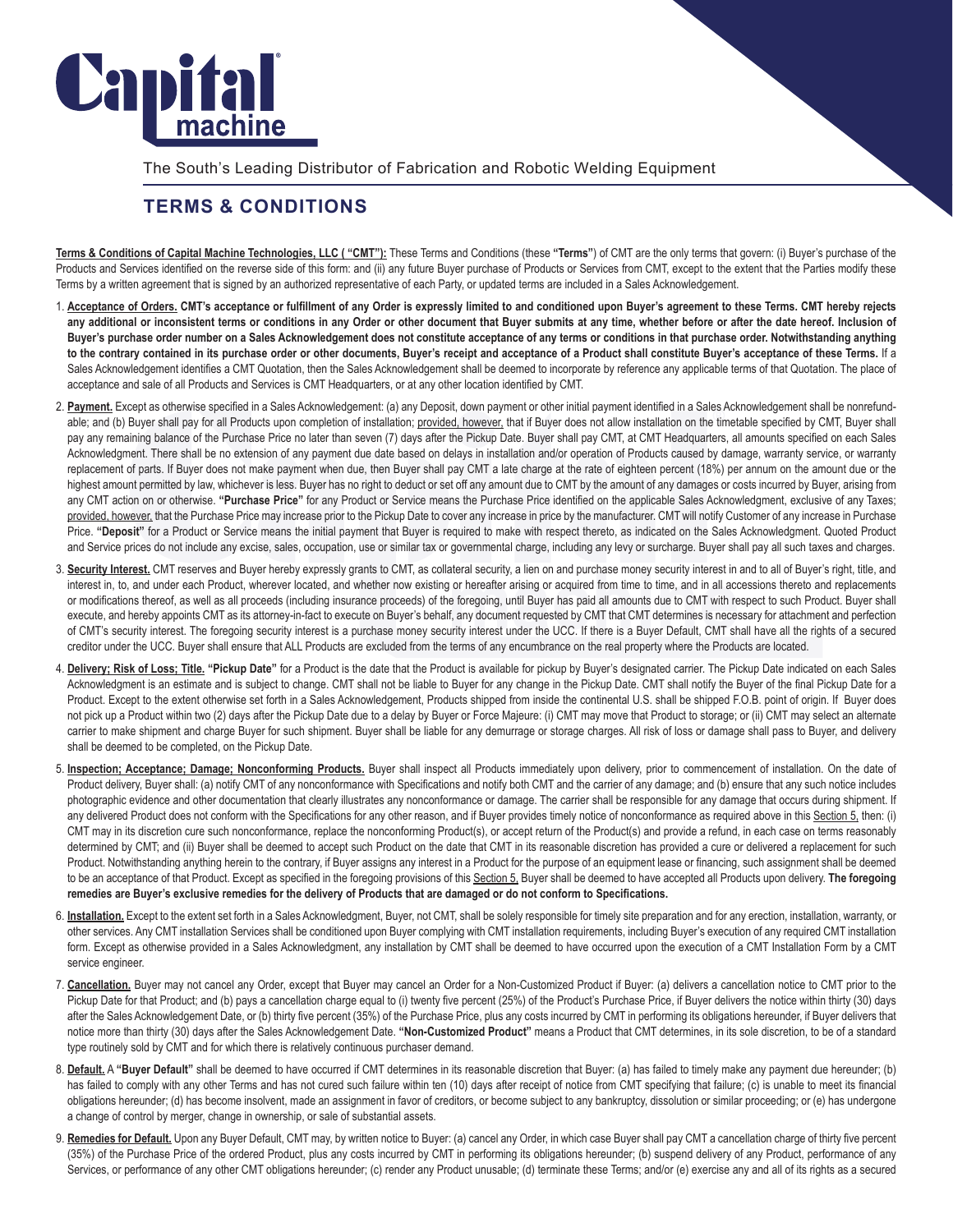# Capital machine

The South's Leading Distributor of Fabrication and Robotic Welding Equipment

## TERMS & CONDITIONS

**Terms & Conditions of Capital Machine Technologies, LLC ( "CMT"):** These Terms and Conditions (these **"Terms"**) of CMT are the only terms that govern: (i) Buyer's purchase of the Products and Services identified on the reverse side of this form: and (ii) any future Buyer purchase of Products or Services from CMT, except to the extent that the Parties modify these Terms by a written agreement that is signed by an authorized representative of each Party, or updated terms are included in a Sales Acknowledgement.

1. **Acceptance of Orders. CMT's acceptance or fulfillment of any Order is expressly limited to and conditioned upon Buyer's agreement to these Terms. CMT hereby rejects any additional or inconsistent terms or conditions in any Order or other document that Buyer submits at any time, whether before or after the date hereof. Inclusion of Buyer's purchase order number on a Sales Acknowledgement does not constitute acceptance of any terms or conditions in that purchase order. Notwithstanding anything to the contrary contained in its purchase order or other documents, Buyer's receipt and acceptance of a Product shall constitute Buyer's acceptance of these Terms.** If a Sales Acknowledgement identifies a CMT Quotation, then the Sales Acknowledgement shall be deemed to incorporate by reference any applicable terms of that Quotation. The place of acceptance and sale of all Products and Services is CMT Headquarters, or at any other location identified by CMT.

2. **Payment.** Except as otherwise specified in a Sales Acknowledgement: (a) any Deposit, down payment or other initial payment identified in a Sales Acknowledgement shall be nonrefundable; and (b) Buyer shall pay for all Products upon completion of installation; provided, however, that if Buyer does not allow installation on the timetable specified by CMT, Buyer shall pay any remaining balance of the Purchase Price no later than seven (7) days after the Pickup Date. Buyer shall pay CMT, at CMT Headquarters, all amounts specified on each Sales Acknowledgment. There shall be no extension of any payment due date based on delays in installation and/or operation of Products caused by damage, warranty service, or warranty replacement of parts. If Buyer does not make payment when due, then Buyer shall pay CMT a late charge at the rate of eighteen percent (18%) per annum on the amount due or the highest amount permitted by law, whichever is less. Buyer has no right to deduct or set off any amount due to CMT by the amount of any damages or costs incurred by Buyer, arising from any CMT action on or otherwise. **"Purchase Price"** for any Product or Service means the Purchase Price identified on the applicable Sales Acknowledgment, exclusive of any Taxes; provided, however, that the Purchase Price may increase prior to the Pickup Date to cover any increase in price by the manufacturer. CMT will notify Customer of any increase in Purchase Price. **"Deposit"** for a Product or Service means the initial payment that Buyer is required to make with respect thereto, as indicated on the Sales Acknowledgment. Quoted Product and Service prices do not include any excise, sales, occupation, use or similar tax or governmental charge, including any levy or surcharge. Buyer shall pay all such taxes and charges.

3. **Security Interest.** CMT reserves and Buyer hereby expressly grants to CMT, as collateral security, a lien on and purchase money security interest in and to all of Buyer's right, title, and interest in, to, and under each Product, wherever located, and whether now existing or hereafter arising or acquired from time to time, and in all accessions thereto and replacements or modifications thereof, as well as all proceeds (including insurance proceeds) of the foregoing, until Buyer has paid all amounts due to CMT with respect to such Product. Buyer shall execute, and hereby appoints CMT as its attorney-in-fact to execute on Buyer's behalf, any document requested by CMT that CMT determines is necessary for attachment and perfection of CMT's security interest. The foregoing security interest is a purchase money security interest under the UCC. If there is a Buyer Default, CMT shall have all the rights of a secured creditor under the UCC. Buyer shall ensure that ALL Products are excluded from the terms of any encumbrance on the real property where the Products are located.

4. **Delivery; Risk of Loss; Title. "Pickup Date"** for a Product is the date that the Product is available for pickup by Buyer's designated carrier. The Pickup Date indicated on each Sales Acknowledgment is an estimate and is subject to change. CMT shall not be liable to Buyer for any change in the Pickup Date. CMT shall notify the Buyer of the final Pickup Date for a Product. Except to the extent otherwise set forth in a Sales Acknowledgement, Products shipped from inside the continental U.S. shall be shipped F.O.B. point of origin. If Buyer does not pick up a Product within two (2) days after the Pickup Date due to a delay by Buyer or Force Majeure: (i) CMT may move that Product to storage; or (ii) CMT may select an alternate carrier to make shipment and charge Buyer for such shipment. Buyer shall be liable for any demurrage or storage charges. All risk of loss or damage shall pass to Buyer, and delivery shall be deemed to be completed, on the Pickup Date.

5. **Inspection; Acceptance; Damage; Nonconforming Products.** Buyer shall inspect all Products immediately upon delivery, prior to commencement of installation. On the date of Product delivery, Buyer shall: (a) notify CMT of any nonconformance with Specifications and notify both CMT and the carrier of any damage; and (b) ensure that any such notice includes photographic evidence and other documentation that clearly illustrates any nonconformance or damage. The carrier shall be responsible for any damage that occurs during shipment. If any delivered Product does not conform with the Specifications for any other reason, and if Buyer provides timely notice of nonconformance as required above in this Section 5, then: (i) CMT may in its discretion cure such nonconformance, replace the nonconforming Product(s), or accept return of the Product(s) and provide a refund, in each case on terms reasonably determined by CMT; and (ii) Buyer shall be deemed to accept such Product on the date that CMT in its reasonable discretion has provided a cure or delivered a replacement for such Product. Notwithstanding anything herein to the contrary, if Buyer assigns any interest in a Product for the purpose of an equipment lease or financing, such assignment shall be deemed to be an acceptance of that Product. Except as specified in the foregoing provisions of this Section 5, Buyer shall be deemed to have accepted all Products upon delivery. **The foregoing remedies are Buyer's exclusive remedies for the delivery of Products that are damaged or do not conform to Specifications.**

6. **Installation.** Except to the extent set forth in a Sales Acknowledgment, Buyer, not CMT, shall be solely responsible for timely site preparation and for any erection, installation, warranty, or other services. Any CMT installation Services shall be conditioned upon Buyer complying with CMT installation requirements, including Buyer's execution of any required CMT installation form. Except as otherwise provided in a Sales Acknowledgment, any installation by CMT shall be deemed to have occurred upon the execution of a CMT Installation Form by a CMT service engineer.

7. **Cancellation.** Buyer may not cancel any Order, except that Buyer may cancel an Order for a Non-Customized Product if Buyer: (a) delivers a cancellation notice to CMT prior to the Pickup Date for that Product; and (b) pays a cancellation charge equal to (i) twenty five percent (25%) of the Product's Purchase Price, if Buyer delivers the notice within thirty (30) days after the Sales Acknowledgement Date, or (b) thirty five percent (35%) of the Purchase Price, plus any costs incurred by CMT in performing its obligations hereunder, if Buyer delivers that notice more than thirty (30) days after the Sales Acknowledgement Date. **"Non-Customized Product"** means a Product that CMT determines, in its sole discretion, to be of a standard type routinely sold by CMT and for which there is relatively continuous purchaser demand.

8. **Default.** A **"Buyer Default"** shall be deemed to have occurred if CMT determines in its reasonable discretion that Buyer: (a) has failed to timely make any payment due hereunder; (b) has failed to comply with any other Terms and has not cured such failure within ten (10) days after receipt of notice from CMT specifying that failure; (c) is unable to meet its financial obligations hereunder; (d) has become insolvent, made an assignment in favor of creditors, or become subject to any bankruptcy, dissolution or similar proceeding; or (e) has undergone a change of control by merger, change in ownership, or sale of substantial assets.

9. **Remedies for Default.** Upon any Buyer Default, CMT may, by written notice to Buyer: (a) cancel any Order, in which case Buyer shall pay CMT a cancellation charge of thirty five percent (35%) of the Purchase Price of the ordered Product, plus any costs incurred by CMT in performing its obligations hereunder; (b) suspend delivery of any Product, performance of any Services, or performance of any other CMT obligations hereunder; (c) render any Product unusable; (d) terminate these Terms; and/or (e) exercise any and all of its rights as a secured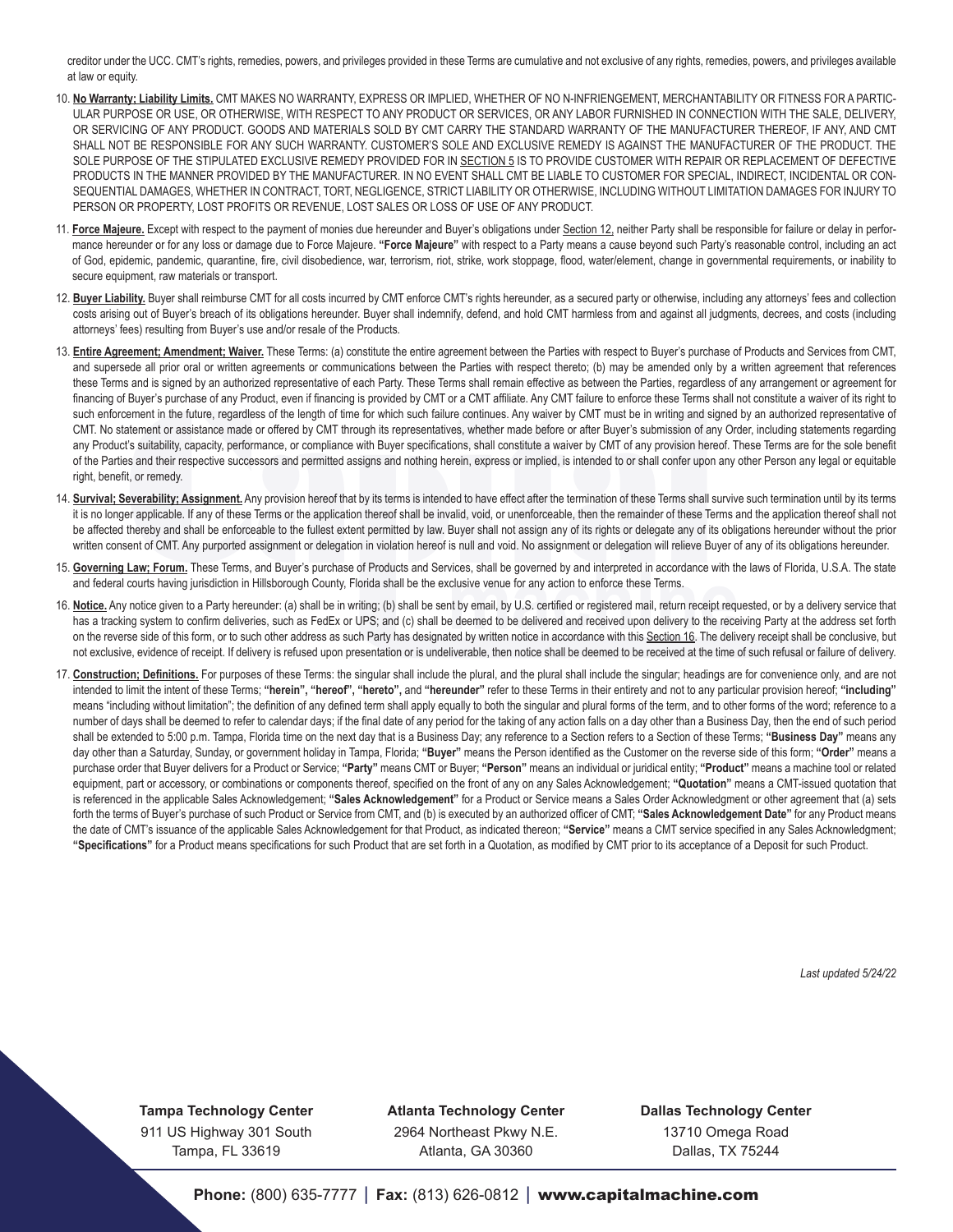creditor under the UCC. CMT's rights, remedies, powers, and privileges provided in these Terms are cumulative and not exclusive of any rights, remedies, powers, and privileges available at law or equity.

10. **No Warranty; Liability Limits.** CMT MAKES NO WARRANTY, EXPRESS OR IMPLIED, WHETHER OF NO N-INFRIENGEMENT, MERCHANTABILITY OR FITNESS FOR A PARTICULAR PURPOSE OR USE, OR OTHERWISE, WITH RESPECT TO ANY PRODUCT OR SERVICES, OR ANY LABOR FURNISHED IN CONNECTION WITH THE SALE, DELIVERY, OR SERVICING OF ANY PRODUCT. GOODS AND MATERIALS SOLD BY CMT CARRY THE STANDARD WARRANTY OF THE MANUFACTURER THEREOF, IF ANY, AND CMT SHALL NOT BE RESPONSIBLE FOR ANY SUCH WARRANTY. CUSTOMER'S SOLE AND EXCLUSIVE REMEDY IS AGAINST THE MANUFACTURER OF THE PRODUCT. THE SOLE PURPOSE OF THE STIPULATED EXCLUSIVE REMEDY PROVIDED FOR IN SECTION 5 IS TO PROVIDE CUSTOMER WITH REPAIR OR REPLACEMENT OF DEFECTIVE PRODUCTS IN THE MANNER PROVIDED BY THE MANUFACTURER. IN NO EVENT SHALL CMT BE LIABLE TO CUSTOMER FOR SPECIAL, INDIRECT, INCIDENTAL OR CONSEQUENTIAL DAMAGES, WHETHER IN CONTRACT, TORT, NEGLIGENCE, STRICT LIABILITY OR OTHERWISE, INCLUDING WITHOUT LIMITATION DAMAGES FOR INJURY TO PERSON OR PROPERTY, LOST PROFITS OR REVENUE, LOST SALES OR LOSS OF USE OF ANY PRODUCT.

11. **Force Majeure.** Except with respect to the payment of monies due hereunder and Buyer's obligations under Section 12, neither Party shall be responsible for failure or delay in performance hereunder or for any loss or damage due to Force Majeure. **"Force Majeure"** with respect to a Party means a cause beyond such Party's reasonable control, including an act of God, epidemic, pandemic, quarantine, fire, civil disobedience, war, terrorism, riot, strike, work stoppage, flood, water/element, change in governmental requirements, or inability to secure equipment, raw materials or transport.

12. **Buyer Liability.** Buyer shall reimburse CMT for all costs incurred by CMT enforce CMT's rights hereunder, as a secured party or otherwise, including any attorneys' fees and collection costs arising out of Buyer's breach of its obligations hereunder. Buyer shall indemnify, defend, and hold CMT harmless from and against all judgments, decrees, and costs (including attorneys' fees) resulting from Buyer's use and/or resale of the Products.

13. **Entire Agreement; Amendment; Waiver.** These Terms: (a) constitute the entire agreement between the Parties with respect to Buyer's purchase of Products and Services from CMT, and supersede all prior oral or written agreements or communications between the Parties with respect thereto; (b) may be amended only by a written agreement that references these Terms and is signed by an authorized representative of each Party. These Terms shall remain effective as between the Parties, regardless of any arrangement or agreement for financing of Buyer's purchase of any Product, even if financing is provided by CMT or a CMT affiliate. Any CMT failure to enforce these Terms shall not constitute a waiver of its right to such enforcement in the future, regardless of the length of time for which such failure continues. Any waiver by CMT must be in writing and signed by an authorized representative of CMT. No statement or assistance made or offered by CMT through its representatives, whether made before or after Buyer's submission of any Order, including statements regarding any Product's suitability, capacity, performance, or compliance with Buyer specifications, shall constitute a waiver by CMT of any provision hereof. These Terms are for the sole benefit of the Parties and their respective successors and permitted assigns and nothing herein, express or implied, is intended to or shall confer upon any other Person any legal or equitable right, benefit, or remedy.

14. **Survival; Severability; Assignment.** Any provision hereof that by its terms is intended to have effect after the termination of these Terms shall survive such termination until by its terms it is no longer applicable. If any of these Terms or the application thereof shall be invalid, void, or unenforceable, then the remainder of these Terms and the application thereof shall not be affected thereby and shall be enforceable to the fullest extent permitted by law. Buyer shall not assign any of its rights or delegate any of its obligations hereunder without the prior written consent of CMT. Any purported assignment or delegation in violation hereof is null and void. No assignment or delegation will relieve Buyer of any of its obligations hereunder.

15. **Governing Law; Forum.** These Terms, and Buyer's purchase of Products and Services, shall be governed by and interpreted in accordance with the laws of Florida, U.S.A. The state and federal courts having jurisdiction in Hillsborough County, Florida shall be the exclusive venue for any action to enforce these Terms.

16. **Notice.** Any notice given to a Party hereunder: (a) shall be in writing; (b) shall be sent by email, by U.S. certified or registered mail, return receipt requested, or by a delivery service that has a tracking system to confirm deliveries, such as FedEx or UPS; and (c) shall be deemed to be delivered and received upon delivery to the receiving Party at the address set forth on the reverse side of this form, or to such other address as such Party has designated by written notice in accordance with this Section 16. The delivery receipt shall be conclusive, but not exclusive, evidence of receipt. If delivery is refused upon presentation or is undeliverable, then notice shall be deemed to be received at the time of such refusal or failure of delivery.

17. **Construction; Definitions.** For purposes of these Terms: the singular shall include the plural, and the plural shall include the singular; headings are for convenience only, and are not intended to limit the intent of these Terms; **"herein", "hereof", "hereto",** and **"hereunder"** refer to these Terms in their entirety and not to any particular provision hereof; **"including"** means "including without limitation"; the definition of any defined term shall apply equally to both the singular and plural forms of the term, and to other forms of the word; reference to a number of days shall be deemed to refer to calendar days; if the final date of any period for the taking of any action falls on a day other than a Business Day, then the end of such period shall be extended to 5:00 p.m. Tampa, Florida time on the next day that is a Business Day; any reference to a Section refers to a Section of these Terms; **"Business Day"** means any day other than a Saturday, Sunday, or government holiday in Tampa, Florida; **"Buyer"** means the Person identified as the Customer on the reverse side of this form; **"Order"** means a purchase order that Buyer delivers for a Product or Service; **"Party"** means CMT or Buyer; **"Person"** means an individual or juridical entity; **"Product"** means a machine tool or related equipment, part or accessory, or combinations or components thereof, specified on the front of any on any Sales Acknowledgement; **"Quotation"** means a CMT-issued quotation that is referenced in the applicable Sales Acknowledgement; **"Sales Acknowledgement"** for a Product or Service means a Sales Order Acknowledgment or other agreement that (a) sets forth the terms of Buyer's purchase of such Product or Service from CMT, and (b) is executed by an authorized officer of CMT; **"Sales Acknowledgement Date"** for any Product means the date of CMT's issuance of the applicable Sales Acknowledgement for that Product, as indicated thereon; **"Service"** means a CMT service specified in any Sales Acknowledgment; **"Specifications"** for a Product means specifications for such Product that are set forth in a Quotation, as modified by CMT prior to its acceptance of a Deposit for such Product.

*Last updated 5/24/22*

**Tampa Technology Center**
911 US Highway 301 South
Tampa, FL 33619

**Atlanta Technology Center**
2964 Northeast Pkwy N.E.
Atlanta, GA 30360

**Dallas Technology Center**
13710 Omega Road
Dallas, TX 75244

**Phone:** (800) 635-7777 | **Fax:** (813) 626-0812 | **www.capitalmachine.com**